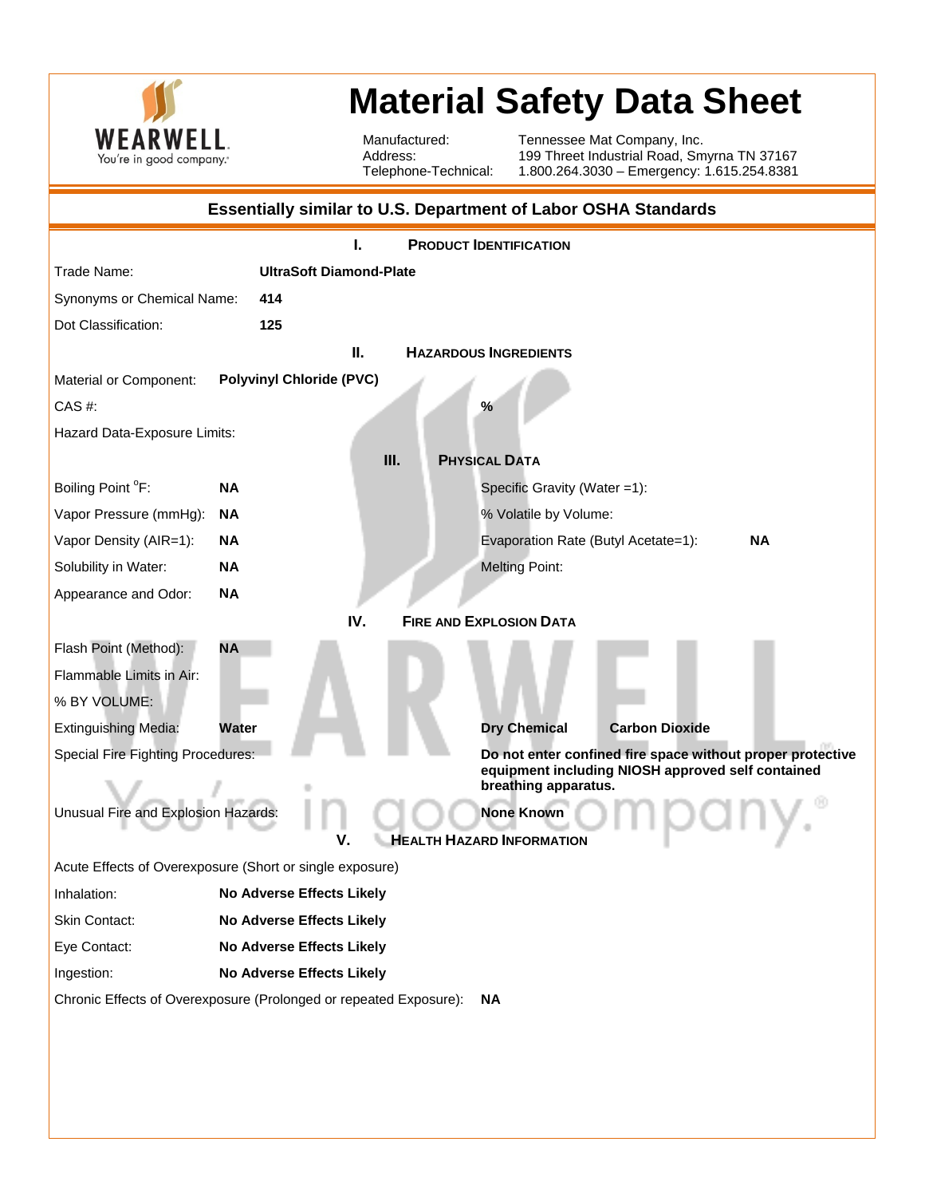WEARWELL.
You're in good company.

# Material Safety Data Sheet

Manufactured: Tennessee Mat Company, Inc.
Address: 199 Threet Industrial Road, Smyrna TN 37167
Telephone-Technical: 1.800.264.3030 – Emergency: 1.615.254.8381

## Essentially similar to U.S. Department of Labor OSHA Standards

### I. Product Identification

Trade Name: **UltraSoft Diamond-Plate**

Synonyms or Chemical Name: **414**

Dot Classification: **125**

### II. Hazardous Ingredients

Material or Component: **Polyvinyl Chloride (PVC)**

CAS #: **%**

Hazard Data-Exposure Limits:

### III. Physical Data

| | | | |
|---|---|---|---|
| Boiling Point °F: | **NA** | Specific Gravity (Water =1): | |
| Vapor Pressure (mmHg): | **NA** | % Volatile by Volume: | |
| Vapor Density (AIR=1): | **NA** | Evaporation Rate (Butyl Acetate=1): | **NA** |
| Solubility in Water: | **NA** | Melting Point: | |
| Appearance and Odor: | **NA** | | |

### IV. Fire and Explosion Data

Flash Point (Method): **NA**

Flammable Limits in Air:

% BY VOLUME:

Extinguishing Media: **Water** **Dry Chemical** **Carbon Dioxide**

Special Fire Fighting Procedures: **Do not enter confined fire space without proper protective equipment including NIOSH approved self contained breathing apparatus.**

Unusual Fire and Explosion Hazards: **None Known**

### V. Health Hazard Information

Acute Effects of Overexposure (Short or single exposure)

Inhalation: **No Adverse Effects Likely**

Skin Contact: **No Adverse Effects Likely**

Eye Contact: **No Adverse Effects Likely**

Ingestion: **No Adverse Effects Likely**

Chronic Effects of Overexposure (Prolonged or repeated Exposure): **NA**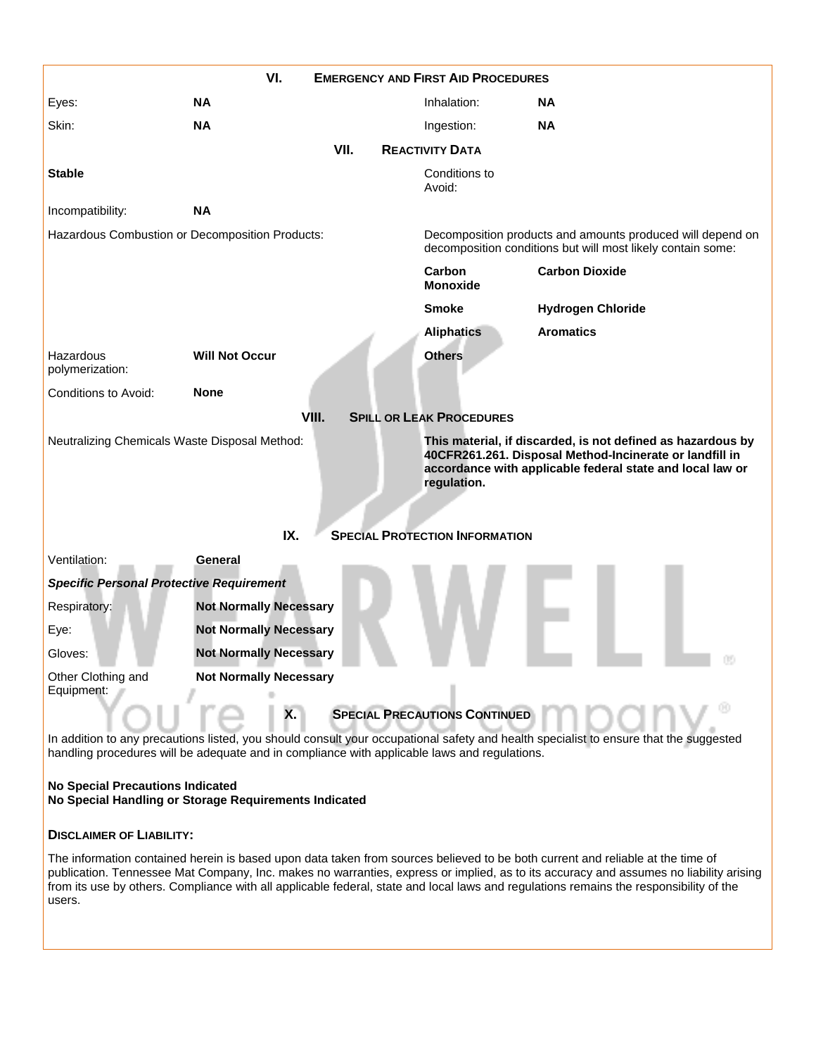## VI. Emergency and First Aid Procedures

| | | | |
|---|---|---|---|
| Eyes: | **NA** | Inhalation: | **NA** |
| Skin: | **NA** | Ingestion: | **NA** |

## VII. Reactivity Data

| | | | |
|---|---|---|---|
| **Stable** | | Conditions to Avoid: | |
| Incompatibility: | **NA** | | |
| Hazardous Combustion or Decomposition Products: | | Decomposition products and amounts produced will depend on decomposition conditions but will most likely contain some: | |
| | | **Carbon Monoxide** | **Carbon Dioxide** |
| | | **Smoke** | **Hydrogen Chloride** |
| | | **Aliphatics** | **Aromatics** |
| Hazardous polymerization: | **Will Not Occur** | **Others** | |
| Conditions to Avoid: | **None** | | |

## VIII. Spill or Leak Procedures

Neutralizing Chemicals Waste Disposal Method:

**This material, if discarded, is not defined as hazardous by 40CFR261.261. Disposal Method-Incinerate or landfill in accordance with applicable federal state and local law or regulation.**

## IX. Special Protection Information

| | |
|---|---|
| Ventilation: | **General** |
| ***Specific Personal Protective Requirement*** | |
| Respiratory: | **Not Normally Necessary** |
| Eye: | **Not Normally Necessary** |
| Gloves: | **Not Normally Necessary** |
| Other Clothing and Equipment: | **Not Normally Necessary** |

## X. Special Precautions Continued

In addition to any precautions listed, you should consult your occupational safety and health specialist to ensure that the suggested handling procedures will be adequate and in compliance with applicable laws and regulations.

**No Special Precautions Indicated**
**No Special Handling or Storage Requirements Indicated**

**DISCLAIMER OF LIABILITY:**

The information contained herein is based upon data taken from sources believed to be both current and reliable at the time of publication. Tennessee Mat Company, Inc. makes no warranties, express or implied, as to its accuracy and assumes no liability arising from its use by others. Compliance with all applicable federal, state and local laws and regulations remains the responsibility of the users.